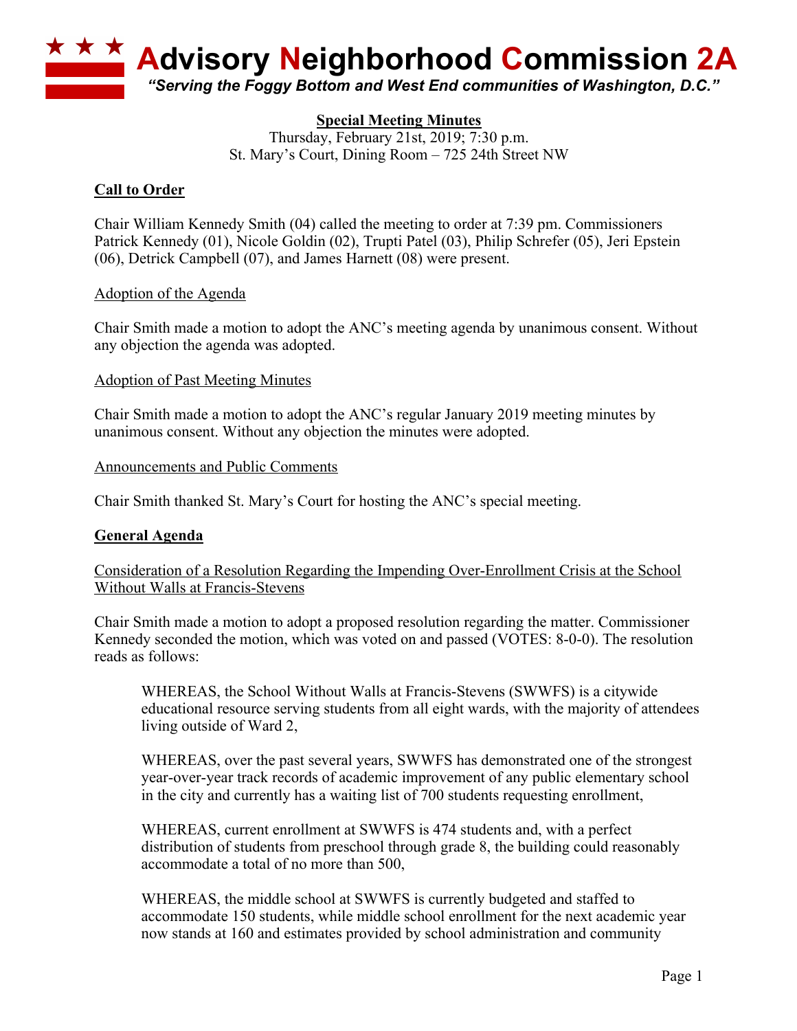# Advisory Neighborhood Commission 2A

*"Serving the Foggy Bottom and West End communities of Washington, D.C."*

**Special Meeting Minutes**

Thursday, February 21st, 2019; 7:30 p.m.
St. Mary's Court, Dining Room – 725 24th Street NW

## Call to Order

Chair William Kennedy Smith (04) called the meeting to order at 7:39 pm. Commissioners Patrick Kennedy (01), Nicole Goldin (02), Trupti Patel (03), Philip Schrefer (05), Jeri Epstein (06), Detrick Campbell (07), and James Harnett (08) were present.

### Adoption of the Agenda

Chair Smith made a motion to adopt the ANC's meeting agenda by unanimous consent. Without any objection the agenda was adopted.

### Adoption of Past Meeting Minutes

Chair Smith made a motion to adopt the ANC's regular January 2019 meeting minutes by unanimous consent. Without any objection the minutes were adopted.

### Announcements and Public Comments

Chair Smith thanked St. Mary's Court for hosting the ANC's special meeting.

## General Agenda

### Consideration of a Resolution Regarding the Impending Over-Enrollment Crisis at the School Without Walls at Francis-Stevens

Chair Smith made a motion to adopt a proposed resolution regarding the matter. Commissioner Kennedy seconded the motion, which was voted on and passed (VOTES: 8-0-0). The resolution reads as follows:

> WHEREAS, the School Without Walls at Francis-Stevens (SWWFS) is a citywide educational resource serving students from all eight wards, with the majority of attendees living outside of Ward 2,
>
> WHEREAS, over the past several years, SWWFS has demonstrated one of the strongest year-over-year track records of academic improvement of any public elementary school in the city and currently has a waiting list of 700 students requesting enrollment,
>
> WHEREAS, current enrollment at SWWFS is 474 students and, with a perfect distribution of students from preschool through grade 8, the building could reasonably accommodate a total of no more than 500,
>
> WHEREAS, the middle school at SWWFS is currently budgeted and staffed to accommodate 150 students, while middle school enrollment for the next academic year now stands at 160 and estimates provided by school administration and community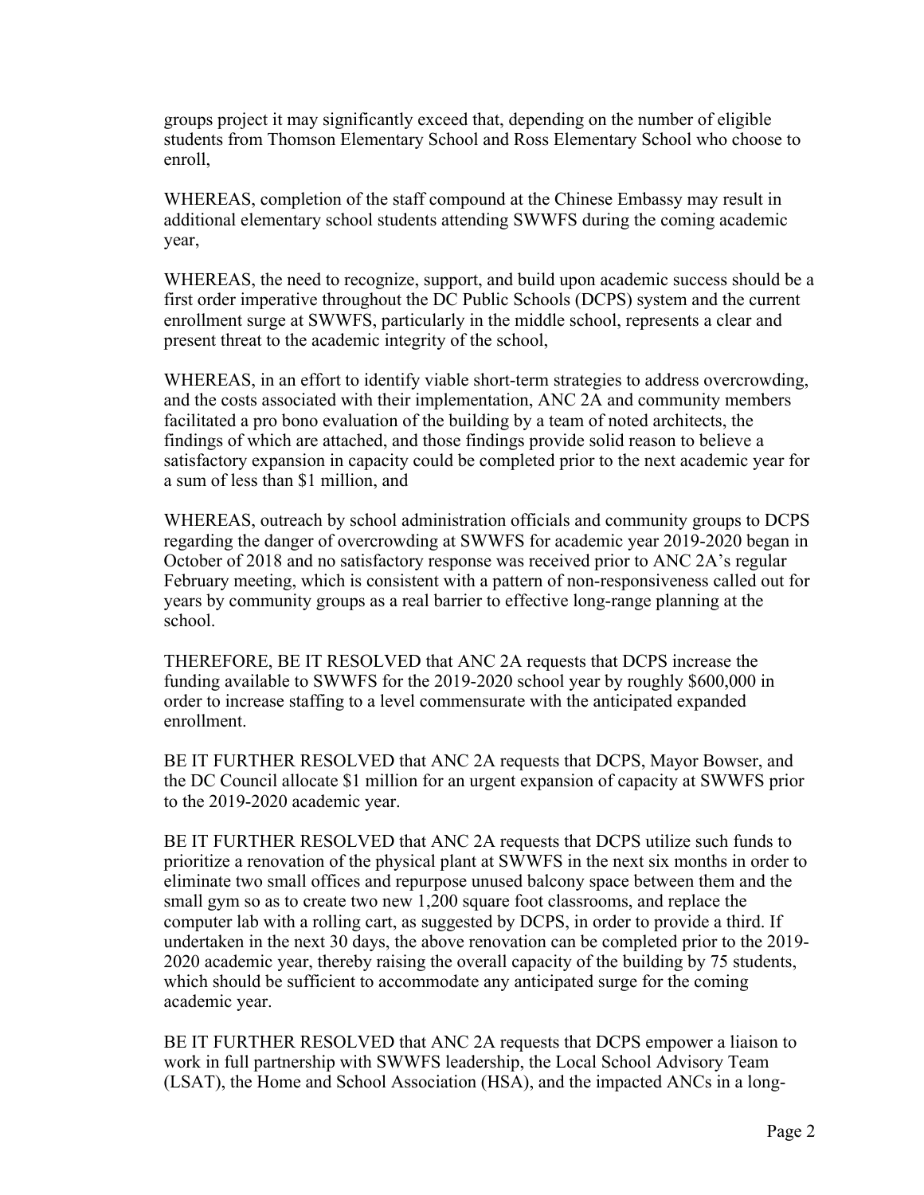groups project it may significantly exceed that, depending on the number of eligible students from Thomson Elementary School and Ross Elementary School who choose to enroll,

WHEREAS, completion of the staff compound at the Chinese Embassy may result in additional elementary school students attending SWWFS during the coming academic year,

WHEREAS, the need to recognize, support, and build upon academic success should be a first order imperative throughout the DC Public Schools (DCPS) system and the current enrollment surge at SWWFS, particularly in the middle school, represents a clear and present threat to the academic integrity of the school,

WHEREAS, in an effort to identify viable short-term strategies to address overcrowding, and the costs associated with their implementation, ANC 2A and community members facilitated a pro bono evaluation of the building by a team of noted architects, the findings of which are attached, and those findings provide solid reason to believe a satisfactory expansion in capacity could be completed prior to the next academic year for a sum of less than $1 million, and

WHEREAS, outreach by school administration officials and community groups to DCPS regarding the danger of overcrowding at SWWFS for academic year 2019-2020 began in October of 2018 and no satisfactory response was received prior to ANC 2A's regular February meeting, which is consistent with a pattern of non-responsiveness called out for years by community groups as a real barrier to effective long-range planning at the school.

THEREFORE, BE IT RESOLVED that ANC 2A requests that DCPS increase the funding available to SWWFS for the 2019-2020 school year by roughly $600,000 in order to increase staffing to a level commensurate with the anticipated expanded enrollment.

BE IT FURTHER RESOLVED that ANC 2A requests that DCPS, Mayor Bowser, and the DC Council allocate $1 million for an urgent expansion of capacity at SWWFS prior to the 2019-2020 academic year.

BE IT FURTHER RESOLVED that ANC 2A requests that DCPS utilize such funds to prioritize a renovation of the physical plant at SWWFS in the next six months in order to eliminate two small offices and repurpose unused balcony space between them and the small gym so as to create two new 1,200 square foot classrooms, and replace the computer lab with a rolling cart, as suggested by DCPS, in order to provide a third. If undertaken in the next 30 days, the above renovation can be completed prior to the 2019-2020 academic year, thereby raising the overall capacity of the building by 75 students, which should be sufficient to accommodate any anticipated surge for the coming academic year.

BE IT FURTHER RESOLVED that ANC 2A requests that DCPS empower a liaison to work in full partnership with SWWFS leadership, the Local School Advisory Team (LSAT), the Home and School Association (HSA), and the impacted ANCs in a long-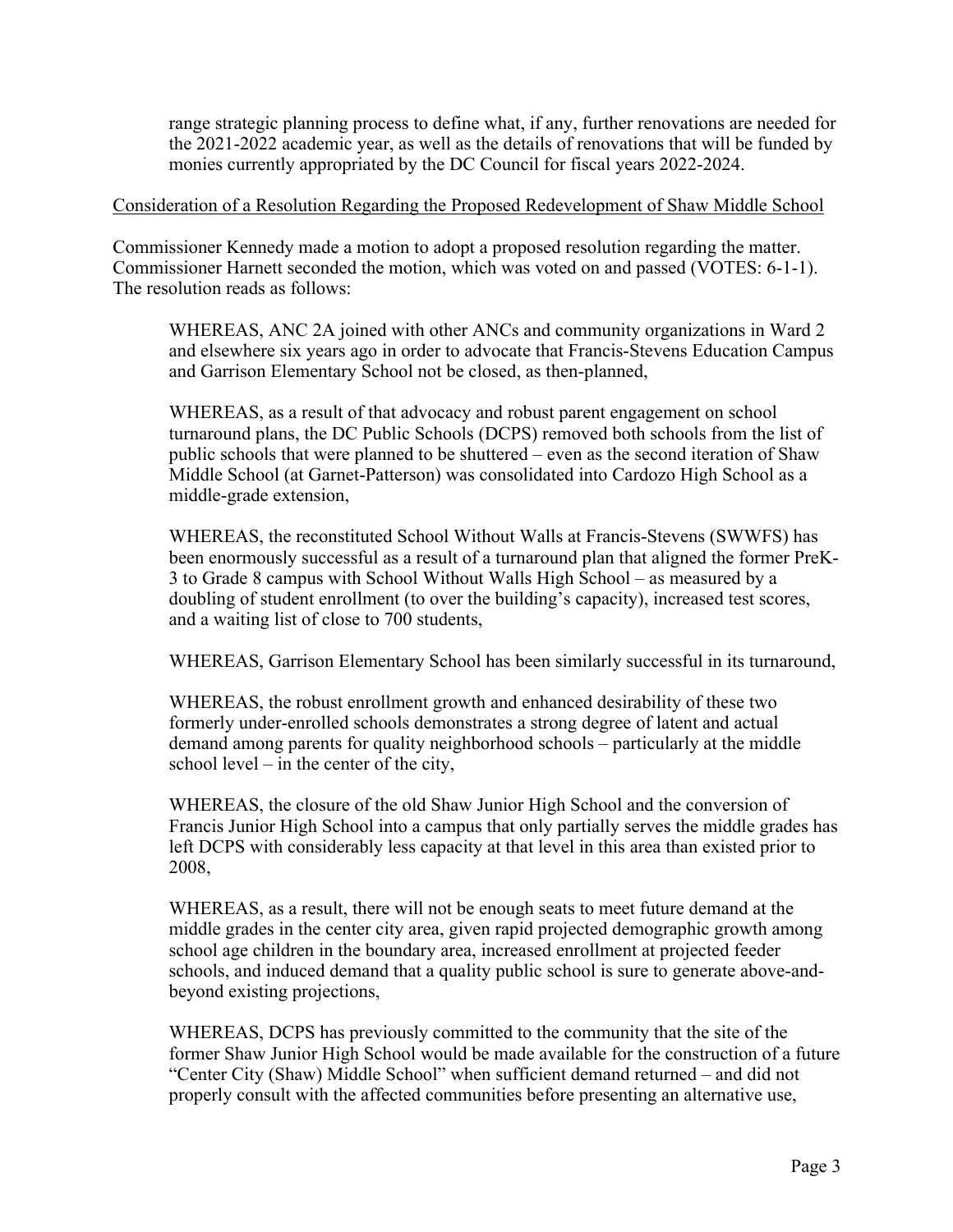range strategic planning process to define what, if any, further renovations are needed for the 2021-2022 academic year, as well as the details of renovations that will be funded by monies currently appropriated by the DC Council for fiscal years 2022-2024.

<u>Consideration of a Resolution Regarding the Proposed Redevelopment of Shaw Middle School</u>

Commissioner Kennedy made a motion to adopt a proposed resolution regarding the matter. Commissioner Harnett seconded the motion, which was voted on and passed (VOTES: 6-1-1). The resolution reads as follows:

> WHEREAS, ANC 2A joined with other ANCs and community organizations in Ward 2 and elsewhere six years ago in order to advocate that Francis-Stevens Education Campus and Garrison Elementary School not be closed, as then-planned,
>
> WHEREAS, as a result of that advocacy and robust parent engagement on school turnaround plans, the DC Public Schools (DCPS) removed both schools from the list of public schools that were planned to be shuttered – even as the second iteration of Shaw Middle School (at Garnet-Patterson) was consolidated into Cardozo High School as a middle-grade extension,
>
> WHEREAS, the reconstituted School Without Walls at Francis-Stevens (SWWFS) has been enormously successful as a result of a turnaround plan that aligned the former PreK-3 to Grade 8 campus with School Without Walls High School – as measured by a doubling of student enrollment (to over the building's capacity), increased test scores, and a waiting list of close to 700 students,
>
> WHEREAS, Garrison Elementary School has been similarly successful in its turnaround,
>
> WHEREAS, the robust enrollment growth and enhanced desirability of these two formerly under-enrolled schools demonstrates a strong degree of latent and actual demand among parents for quality neighborhood schools – particularly at the middle school level – in the center of the city,
>
> WHEREAS, the closure of the old Shaw Junior High School and the conversion of Francis Junior High School into a campus that only partially serves the middle grades has left DCPS with considerably less capacity at that level in this area than existed prior to 2008,
>
> WHEREAS, as a result, there will not be enough seats to meet future demand at the middle grades in the center city area, given rapid projected demographic growth among school age children in the boundary area, increased enrollment at projected feeder schools, and induced demand that a quality public school is sure to generate above-and-beyond existing projections,
>
> WHEREAS, DCPS has previously committed to the community that the site of the former Shaw Junior High School would be made available for the construction of a future "Center City (Shaw) Middle School" when sufficient demand returned – and did not properly consult with the affected communities before presenting an alternative use,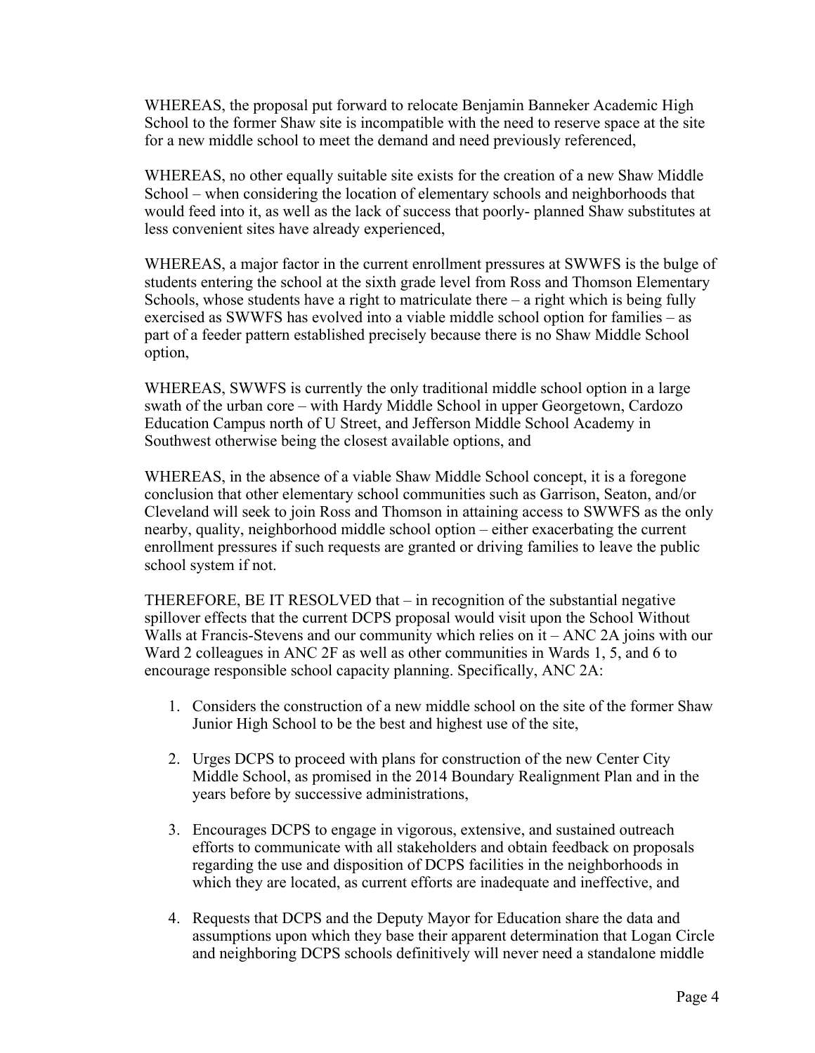WHEREAS, the proposal put forward to relocate Benjamin Banneker Academic High School to the former Shaw site is incompatible with the need to reserve space at the site for a new middle school to meet the demand and need previously referenced,

WHEREAS, no other equally suitable site exists for the creation of a new Shaw Middle School – when considering the location of elementary schools and neighborhoods that would feed into it, as well as the lack of success that poorly- planned Shaw substitutes at less convenient sites have already experienced,

WHEREAS, a major factor in the current enrollment pressures at SWWFS is the bulge of students entering the school at the sixth grade level from Ross and Thomson Elementary Schools, whose students have a right to matriculate there – a right which is being fully exercised as SWWFS has evolved into a viable middle school option for families – as part of a feeder pattern established precisely because there is no Shaw Middle School option,

WHEREAS, SWWFS is currently the only traditional middle school option in a large swath of the urban core – with Hardy Middle School in upper Georgetown, Cardozo Education Campus north of U Street, and Jefferson Middle School Academy in Southwest otherwise being the closest available options, and

WHEREAS, in the absence of a viable Shaw Middle School concept, it is a foregone conclusion that other elementary school communities such as Garrison, Seaton, and/or Cleveland will seek to join Ross and Thomson in attaining access to SWWFS as the only nearby, quality, neighborhood middle school option – either exacerbating the current enrollment pressures if such requests are granted or driving families to leave the public school system if not.

THEREFORE, BE IT RESOLVED that – in recognition of the substantial negative spillover effects that the current DCPS proposal would visit upon the School Without Walls at Francis-Stevens and our community which relies on it – ANC 2A joins with our Ward 2 colleagues in ANC 2F as well as other communities in Wards 1, 5, and 6 to encourage responsible school capacity planning. Specifically, ANC 2A:

1. Considers the construction of a new middle school on the site of the former Shaw Junior High School to be the best and highest use of the site,

2. Urges DCPS to proceed with plans for construction of the new Center City Middle School, as promised in the 2014 Boundary Realignment Plan and in the years before by successive administrations,

3. Encourages DCPS to engage in vigorous, extensive, and sustained outreach efforts to communicate with all stakeholders and obtain feedback on proposals regarding the use and disposition of DCPS facilities in the neighborhoods in which they are located, as current efforts are inadequate and ineffective, and

4. Requests that DCPS and the Deputy Mayor for Education share the data and assumptions upon which they base their apparent determination that Logan Circle and neighboring DCPS schools definitively will never need a standalone middle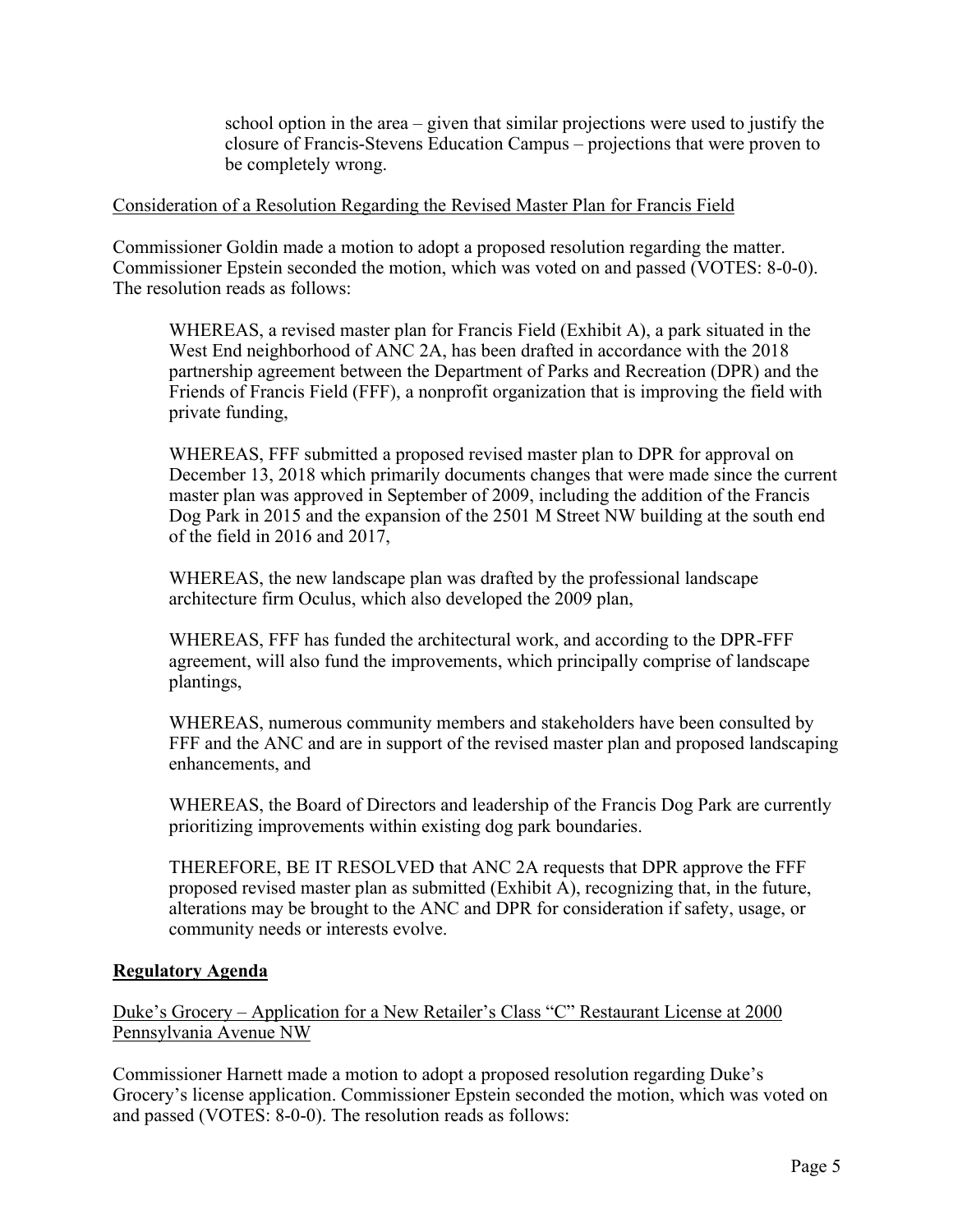school option in the area – given that similar projections were used to justify the closure of Francis-Stevens Education Campus – projections that were proven to be completely wrong.

Consideration of a Resolution Regarding the Revised Master Plan for Francis Field

Commissioner Goldin made a motion to adopt a proposed resolution regarding the matter. Commissioner Epstein seconded the motion, which was voted on and passed (VOTES: 8-0-0). The resolution reads as follows:

> WHEREAS, a revised master plan for Francis Field (Exhibit A), a park situated in the West End neighborhood of ANC 2A, has been drafted in accordance with the 2018 partnership agreement between the Department of Parks and Recreation (DPR) and the Friends of Francis Field (FFF), a nonprofit organization that is improving the field with private funding,
>
> WHEREAS, FFF submitted a proposed revised master plan to DPR for approval on December 13, 2018 which primarily documents changes that were made since the current master plan was approved in September of 2009, including the addition of the Francis Dog Park in 2015 and the expansion of the 2501 M Street NW building at the south end of the field in 2016 and 2017,
>
> WHEREAS, the new landscape plan was drafted by the professional landscape architecture firm Oculus, which also developed the 2009 plan,
>
> WHEREAS, FFF has funded the architectural work, and according to the DPR-FFF agreement, will also fund the improvements, which principally comprise of landscape plantings,
>
> WHEREAS, numerous community members and stakeholders have been consulted by FFF and the ANC and are in support of the revised master plan and proposed landscaping enhancements, and
>
> WHEREAS, the Board of Directors and leadership of the Francis Dog Park are currently prioritizing improvements within existing dog park boundaries.
>
> THEREFORE, BE IT RESOLVED that ANC 2A requests that DPR approve the FFF proposed revised master plan as submitted (Exhibit A), recognizing that, in the future, alterations may be brought to the ANC and DPR for consideration if safety, usage, or community needs or interests evolve.

**Regulatory Agenda**

Duke's Grocery – Application for a New Retailer's Class "C" Restaurant License at 2000 Pennsylvania Avenue NW

Commissioner Harnett made a motion to adopt a proposed resolution regarding Duke's Grocery's license application. Commissioner Epstein seconded the motion, which was voted on and passed (VOTES: 8-0-0). The resolution reads as follows: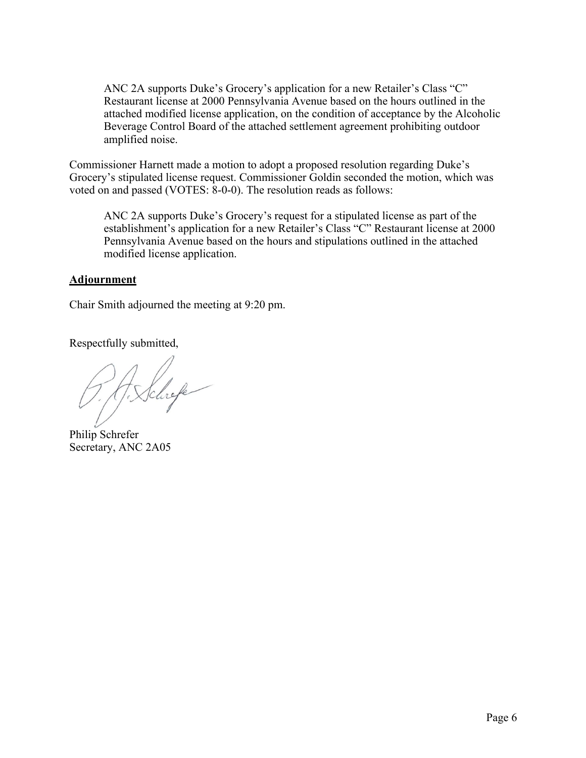> ANC 2A supports Duke's Grocery's application for a new Retailer's Class "C" Restaurant license at 2000 Pennsylvania Avenue based on the hours outlined in the attached modified license application, on the condition of acceptance by the Alcoholic Beverage Control Board of the attached settlement agreement prohibiting outdoor amplified noise.

Commissioner Harnett made a motion to adopt a proposed resolution regarding Duke's Grocery's stipulated license request. Commissioner Goldin seconded the motion, which was voted on and passed (VOTES: 8-0-0). The resolution reads as follows:

> ANC 2A supports Duke's Grocery's request for a stipulated license as part of the establishment's application for a new Retailer's Class "C" Restaurant license at 2000 Pennsylvania Avenue based on the hours and stipulations outlined in the attached modified license application.

## Adjournment

Chair Smith adjourned the meeting at 9:20 pm.

Respectfully submitted,

Philip Schrefer
Secretary, ANC 2A05